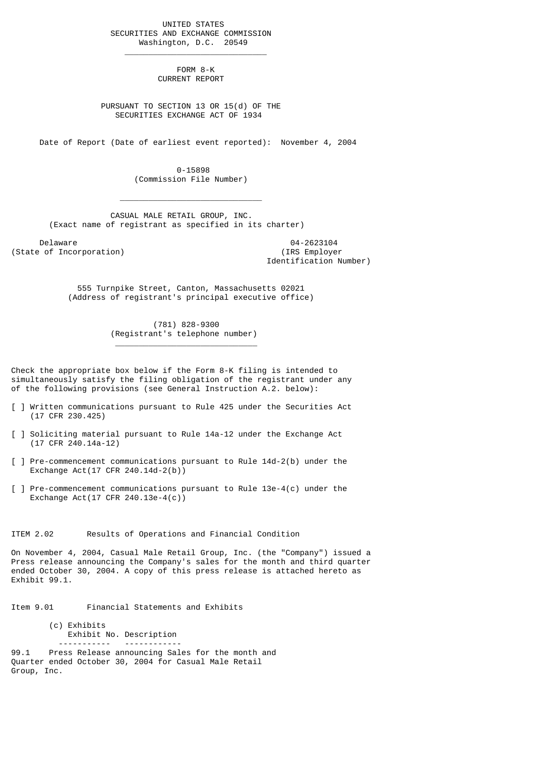UNITED STATES
SECURITIES AND EXCHANGE COMMISSION
Washington, D.C. 20549

---

# FORM 8-K
## CURRENT REPORT

PURSUANT TO SECTION 13 OR 15(d) OF THE
SECURITIES EXCHANGE ACT OF 1934

Date of Report (Date of earliest event reported): November 4, 2004

0-15898
(Commission File Number)

---

CASUAL MALE RETAIL GROUP, INC.
(Exact name of registrant as specified in its charter)

| Delaware | 04-2623104 |
|---|---|
| (State of Incorporation) | (IRS Employer Identification Number) |

555 Turnpike Street, Canton, Massachusetts 02021
(Address of registrant's principal executive office)

(781) 828-9300
(Registrant's telephone number)

---

Check the appropriate box below if the Form 8-K filing is intended to simultaneously satisfy the filing obligation of the registrant under any of the following provisions (see General Instruction A.2. below):

[ ] Written communications pursuant to Rule 425 under the Securities Act (17 CFR 230.425)

[ ] Soliciting material pursuant to Rule 14a-12 under the Exchange Act (17 CFR 240.14a-12)

[ ] Pre-commencement communications pursuant to Rule 14d-2(b) under the Exchange Act(17 CFR 240.14d-2(b))

[ ] Pre-commencement communications pursuant to Rule 13e-4(c) under the Exchange Act(17 CFR 240.13e-4(c))

ITEM 2.02 Results of Operations and Financial Condition

On November 4, 2004, Casual Male Retail Group, Inc. (the "Company") issued a Press release announcing the Company's sales for the month and third quarter ended October 30, 2004. A copy of this press release is attached hereto as Exhibit 99.1.

Item 9.01 Financial Statements and Exhibits

(c) Exhibits

| Exhibit No. | Description |
|---|---|
| 99.1 | Press Release announcing Sales for the month and Quarter ended October 30, 2004 for Casual Male Retail Group, Inc. |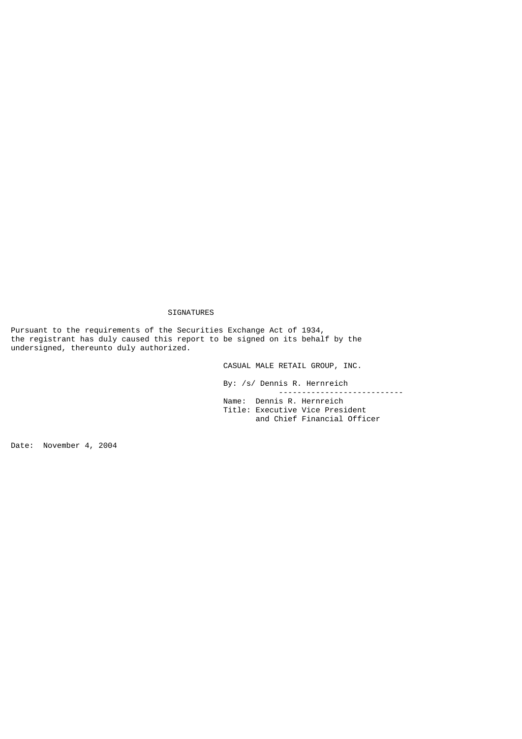## SIGNATURES

Pursuant to the requirements of the Securities Exchange Act of 1934, the registrant has duly caused this report to be signed on its behalf by the undersigned, thereunto duly authorized.

CASUAL MALE RETAIL GROUP, INC.

By: /s/ Dennis R. Hernreich

Name: Dennis R. Hernreich
Title: Executive Vice President and Chief Financial Officer

Date: November 4, 2004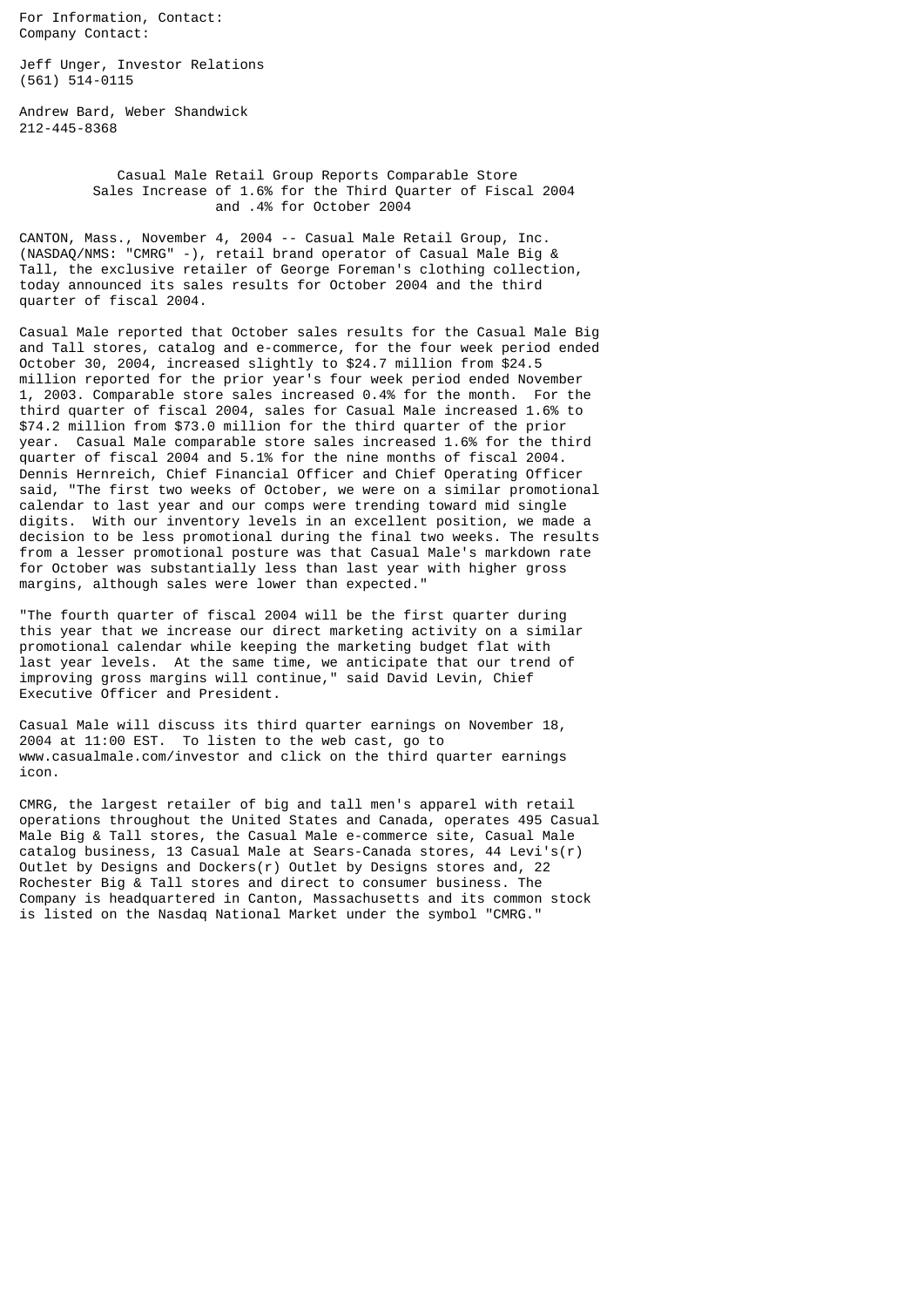For Information, Contact:
Company Contact:

Jeff Unger, Investor Relations
(561) 514-0115

Andrew Bard, Weber Shandwick
212-445-8368

## Casual Male Retail Group Reports Comparable Store Sales Increase of 1.6% for the Third Quarter of Fiscal 2004 and .4% for October 2004

CANTON, Mass., November 4, 2004 -- Casual Male Retail Group, Inc. (NASDAQ/NMS: "CMRG" -), retail brand operator of Casual Male Big & Tall, the exclusive retailer of George Foreman's clothing collection, today announced its sales results for October 2004 and the third quarter of fiscal 2004.

Casual Male reported that October sales results for the Casual Male Big and Tall stores, catalog and e-commerce, for the four week period ended October 30, 2004, increased slightly to $24.7 million from $24.5 million reported for the prior year's four week period ended November 1, 2003. Comparable store sales increased 0.4% for the month. For the third quarter of fiscal 2004, sales for Casual Male increased 1.6% to $74.2 million from $73.0 million for the third quarter of the prior year. Casual Male comparable store sales increased 1.6% for the third quarter of fiscal 2004 and 5.1% for the nine months of fiscal 2004. Dennis Hernreich, Chief Financial Officer and Chief Operating Officer said, "The first two weeks of October, we were on a similar promotional calendar to last year and our comps were trending toward mid single digits. With our inventory levels in an excellent position, we made a decision to be less promotional during the final two weeks. The results from a lesser promotional posture was that Casual Male's markdown rate for October was substantially less than last year with higher gross margins, although sales were lower than expected."

"The fourth quarter of fiscal 2004 will be the first quarter during this year that we increase our direct marketing activity on a similar promotional calendar while keeping the marketing budget flat with last year levels. At the same time, we anticipate that our trend of improving gross margins will continue," said David Levin, Chief Executive Officer and President.

Casual Male will discuss its third quarter earnings on November 18, 2004 at 11:00 EST. To listen to the web cast, go to www.casualmale.com/investor and click on the third quarter earnings icon.

CMRG, the largest retailer of big and tall men's apparel with retail operations throughout the United States and Canada, operates 495 Casual Male Big & Tall stores, the Casual Male e-commerce site, Casual Male catalog business, 13 Casual Male at Sears-Canada stores, 44 Levi's(r) Outlet by Designs and Dockers(r) Outlet by Designs stores and, 22 Rochester Big & Tall stores and direct to consumer business. The Company is headquartered in Canton, Massachusetts and its common stock is listed on the Nasdaq National Market under the symbol "CMRG."